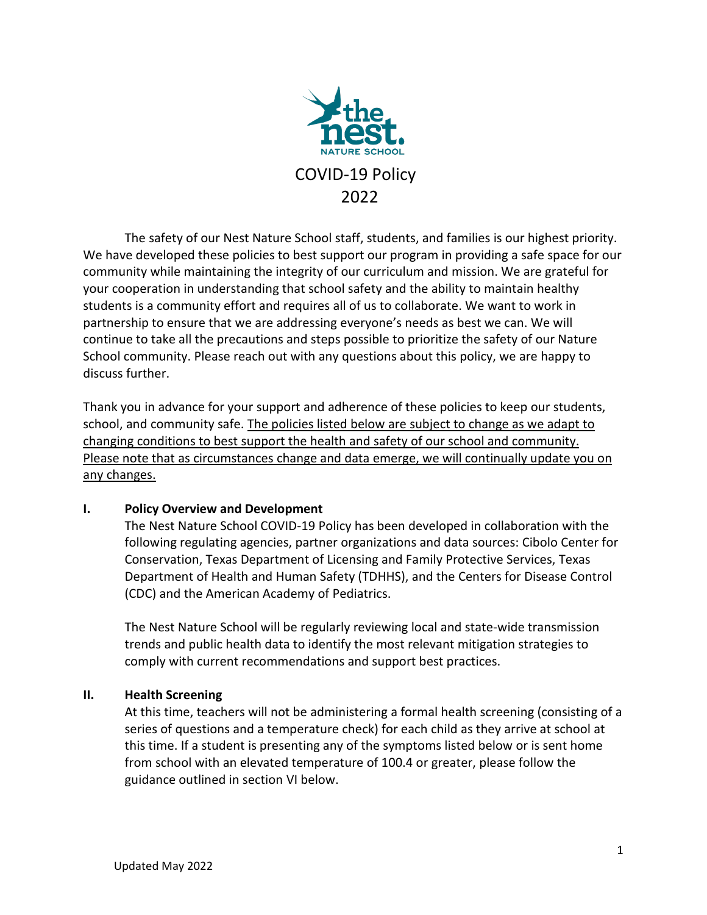# COVID-19 Policy 2022

The safety of our Nest Nature School staff, students, and families is our highest priority. We have developed these policies to best support our program in providing a safe space for our community while maintaining the integrity of our curriculum and mission. We are grateful for your cooperation in understanding that school safety and the ability to maintain healthy students is a community effort and requires all of us to collaborate. We want to work in partnership to ensure that we are addressing everyone's needs as best we can. We will continue to take all the precautions and steps possible to prioritize the safety of our Nature School community. Please reach out with any questions about this policy, we are happy to discuss further.

Thank you in advance for your support and adherence of these policies to keep our students, school, and community safe. The policies listed below are subject to change as we adapt to changing conditions to best support the health and safety of our school and community. Please note that as circumstances change and data emerge, we will continually update you on any changes.

## I. Policy Overview and Development

The Nest Nature School COVID-19 Policy has been developed in collaboration with the following regulating agencies, partner organizations and data sources: Cibolo Center for Conservation, Texas Department of Licensing and Family Protective Services, Texas Department of Health and Human Safety (TDHHS), and the Centers for Disease Control (CDC) and the American Academy of Pediatrics.

The Nest Nature School will be regularly reviewing local and state-wide transmission trends and public health data to identify the most relevant mitigation strategies to comply with current recommendations and support best practices.

## II. Health Screening

At this time, teachers will not be administering a formal health screening (consisting of a series of questions and a temperature check) for each child as they arrive at school at this time. If a student is presenting any of the symptoms listed below or is sent home from school with an elevated temperature of 100.4 or greater, please follow the guidance outlined in section VI below.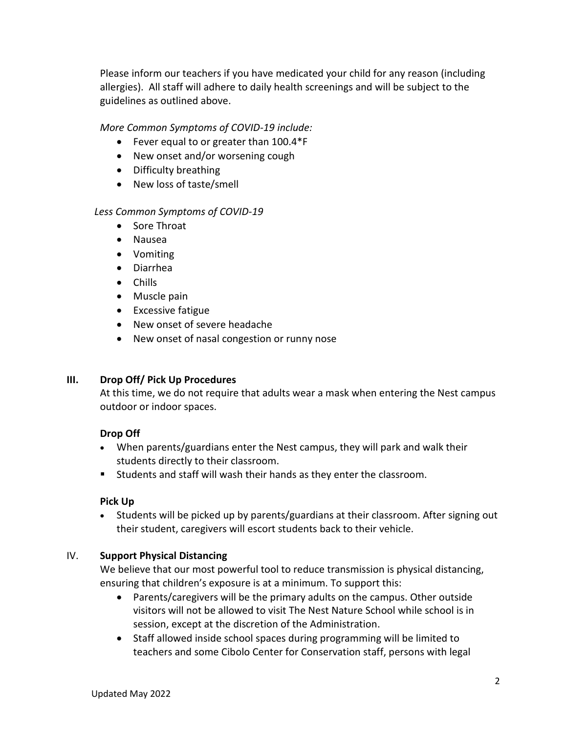Please inform our teachers if you have medicated your child for any reason (including allergies). All staff will adhere to daily health screenings and will be subject to the guidelines as outlined above.

*More Common Symptoms of COVID-19 include:*

- Fever equal to or greater than 100.4*F
- New onset and/or worsening cough
- Difficulty breathing
- New loss of taste/smell

*Less Common Symptoms of COVID-19*

- Sore Throat
- Nausea
- Vomiting
- Diarrhea
- Chills
- Muscle pain
- Excessive fatigue
- New onset of severe headache
- New onset of nasal congestion or runny nose

## III. Drop Off/ Pick Up Procedures

At this time, we do not require that adults wear a mask when entering the Nest campus outdoor or indoor spaces.

### Drop Off

- When parents/guardians enter the Nest campus, they will park and walk their students directly to their classroom.
- Students and staff will wash their hands as they enter the classroom.

### Pick Up

- Students will be picked up by parents/guardians at their classroom. After signing out their student, caregivers will escort students back to their vehicle.

## IV. Support Physical Distancing

We believe that our most powerful tool to reduce transmission is physical distancing, ensuring that children's exposure is at a minimum. To support this:

- Parents/caregivers will be the primary adults on the campus. Other outside visitors will not be allowed to visit The Nest Nature School while school is in session, except at the discretion of the Administration.
- Staff allowed inside school spaces during programming will be limited to teachers and some Cibolo Center for Conservation staff, persons with legal

Updated May 2022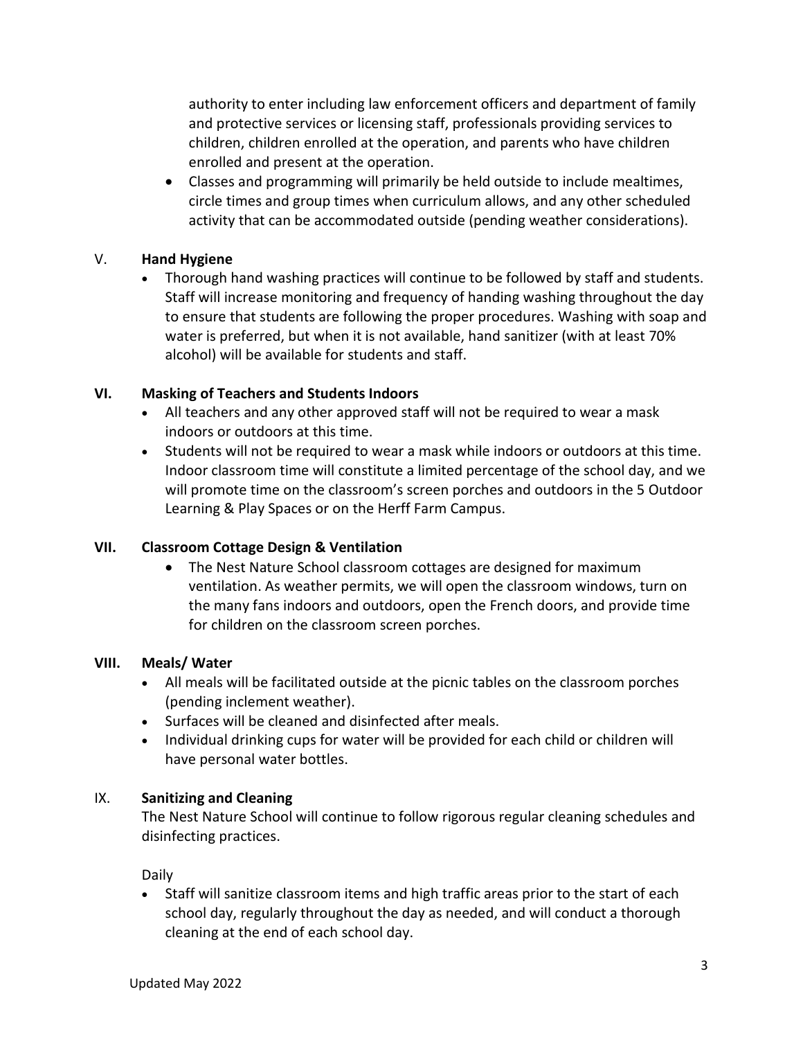authority to enter including law enforcement officers and department of family and protective services or licensing staff, professionals providing services to children, children enrolled at the operation, and parents who have children enrolled and present at the operation.

- Classes and programming will primarily be held outside to include mealtimes, circle times and group times when curriculum allows, and any other scheduled activity that can be accommodated outside (pending weather considerations).

## V. **Hand Hygiene**

- Thorough hand washing practices will continue to be followed by staff and students. Staff will increase monitoring and frequency of handing washing throughout the day to ensure that students are following the proper procedures. Washing with soap and water is preferred, but when it is not available, hand sanitizer (with at least 70% alcohol) will be available for students and staff.

## VI. Masking of Teachers and Students Indoors

- All teachers and any other approved staff will not be required to wear a mask indoors or outdoors at this time.
- Students will not be required to wear a mask while indoors or outdoors at this time. Indoor classroom time will constitute a limited percentage of the school day, and we will promote time on the classroom's screen porches and outdoors in the 5 Outdoor Learning & Play Spaces or on the Herff Farm Campus.

## VII. Classroom Cottage Design & Ventilation

- The Nest Nature School classroom cottages are designed for maximum ventilation. As weather permits, we will open the classroom windows, turn on the many fans indoors and outdoors, open the French doors, and provide time for children on the classroom screen porches.

## VIII. Meals/ Water

- All meals will be facilitated outside at the picnic tables on the classroom porches (pending inclement weather).
- Surfaces will be cleaned and disinfected after meals.
- Individual drinking cups for water will be provided for each child or children will have personal water bottles.

## IX. **Sanitizing and Cleaning**

The Nest Nature School will continue to follow rigorous regular cleaning schedules and disinfecting practices.

Daily

- Staff will sanitize classroom items and high traffic areas prior to the start of each school day, regularly throughout the day as needed, and will conduct a thorough cleaning at the end of each school day.

Updated May 2022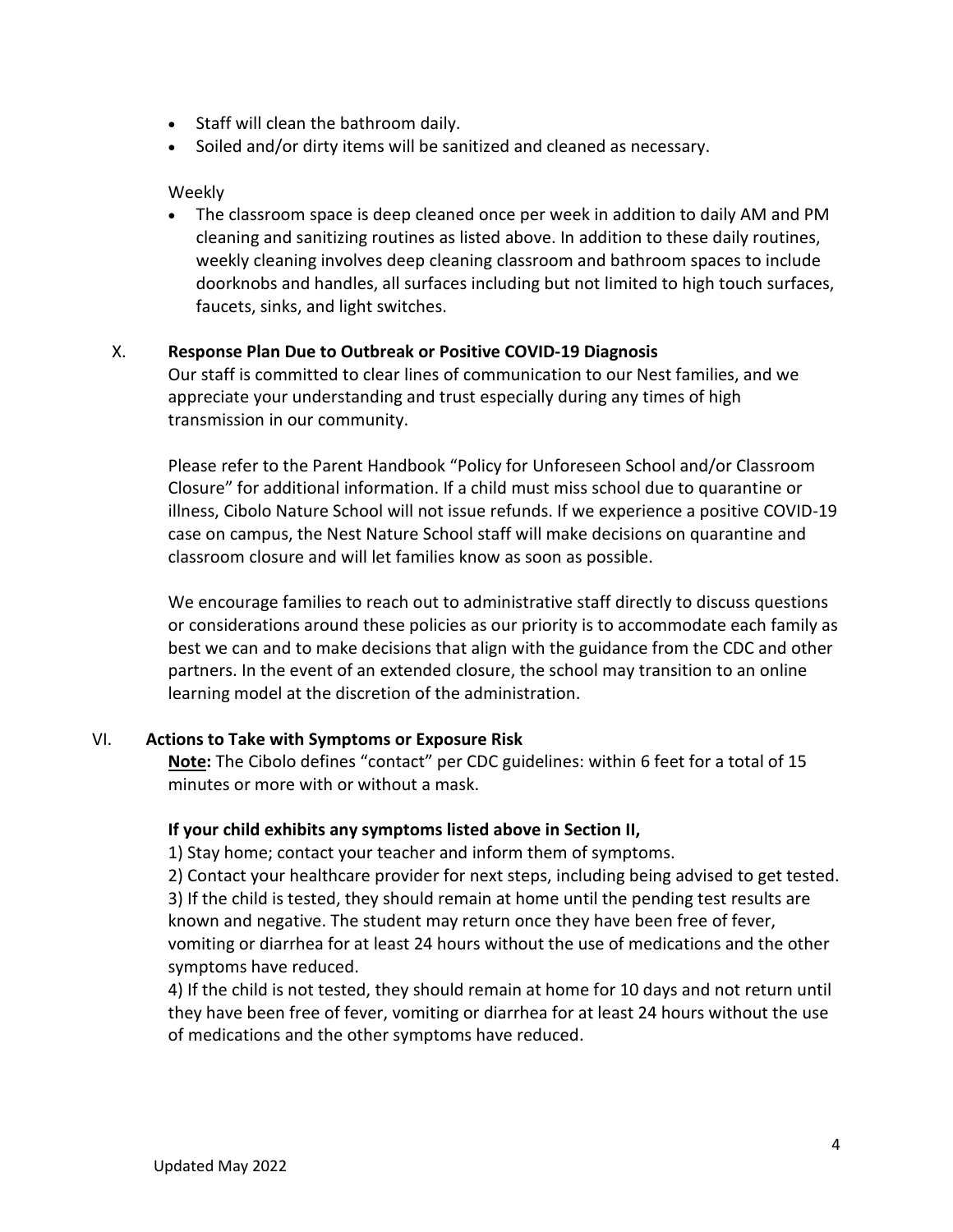- Staff will clean the bathroom daily.
- Soiled and/or dirty items will be sanitized and cleaned as necessary.

Weekly

- The classroom space is deep cleaned once per week in addition to daily AM and PM cleaning and sanitizing routines as listed above. In addition to these daily routines, weekly cleaning involves deep cleaning classroom and bathroom spaces to include doorknobs and handles, all surfaces including but not limited to high touch surfaces, faucets, sinks, and light switches.

## X. Response Plan Due to Outbreak or Positive COVID-19 Diagnosis

Our staff is committed to clear lines of communication to our Nest families, and we appreciate your understanding and trust especially during any times of high transmission in our community.

Please refer to the Parent Handbook "Policy for Unforeseen School and/or Classroom Closure" for additional information. If a child must miss school due to quarantine or illness, Cibolo Nature School will not issue refunds. If we experience a positive COVID-19 case on campus, the Nest Nature School staff will make decisions on quarantine and classroom closure and will let families know as soon as possible.

We encourage families to reach out to administrative staff directly to discuss questions or considerations around these policies as our priority is to accommodate each family as best we can and to make decisions that align with the guidance from the CDC and other partners. In the event of an extended closure, the school may transition to an online learning model at the discretion of the administration.

## VI. Actions to Take with Symptoms or Exposure Risk

**Note:** The Cibolo defines "contact" per CDC guidelines: within 6 feet for a total of 15 minutes or more with or without a mask.

**If your child exhibits any symptoms listed above in Section II,**

1) Stay home; contact your teacher and inform them of symptoms.
2) Contact your healthcare provider for next steps, including being advised to get tested.
3) If the child is tested, they should remain at home until the pending test results are known and negative. The student may return once they have been free of fever, vomiting or diarrhea for at least 24 hours without the use of medications and the other symptoms have reduced.
4) If the child is not tested, they should remain at home for 10 days and not return until they have been free of fever, vomiting or diarrhea for at least 24 hours without the use of medications and the other symptoms have reduced.

Updated May 2022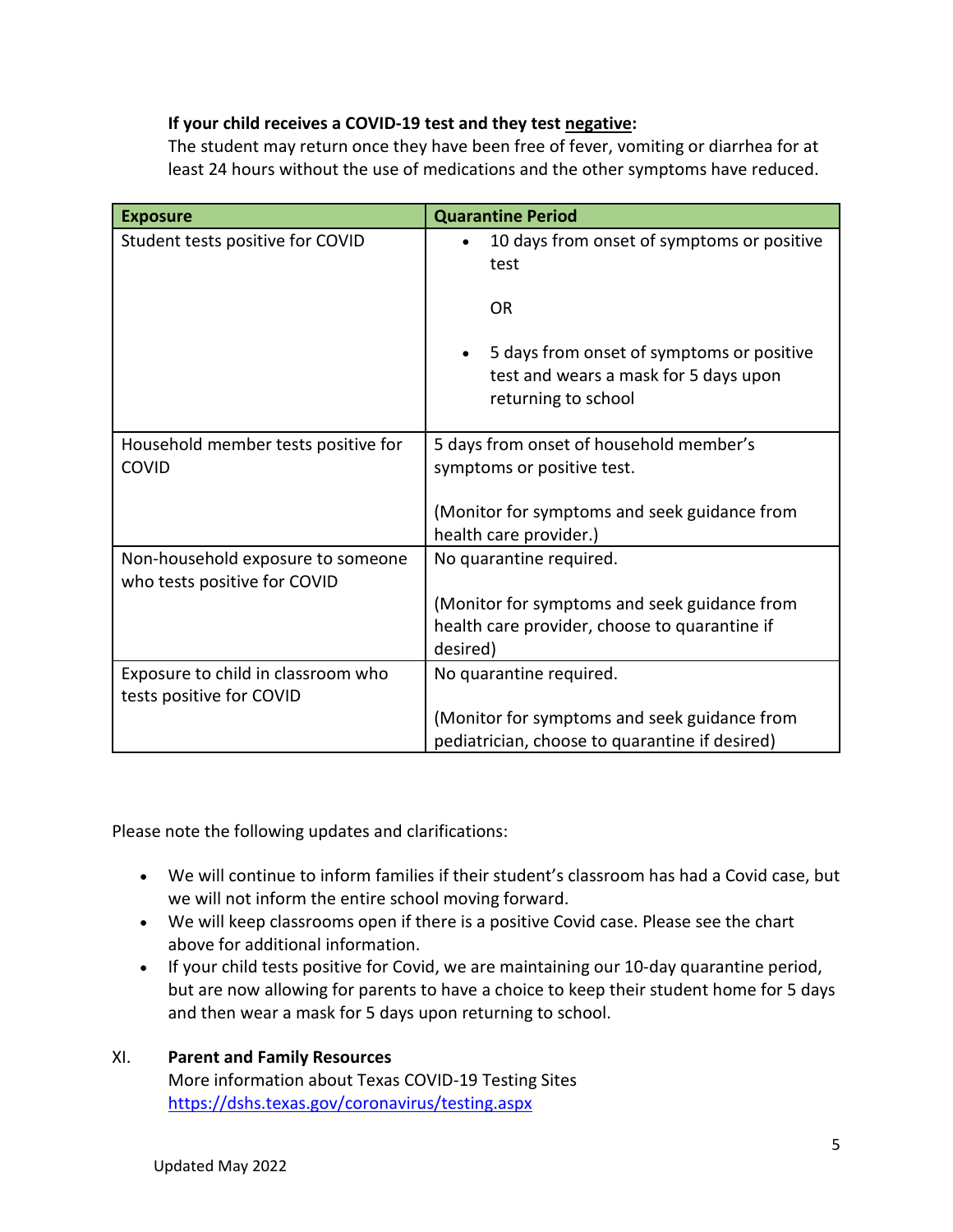**If your child receives a COVID-19 test and they test negative:**
The student may return once they have been free of fever, vomiting or diarrhea for at least 24 hours without the use of medications and the other symptoms have reduced.

| Exposure | Quarantine Period |
|---|---|
| Student tests positive for COVID | • 10 days from onset of symptoms or positive test<br><br>OR<br><br>• 5 days from onset of symptoms or positive test and wears a mask for 5 days upon returning to school |
| Household member tests positive for COVID | 5 days from onset of household member's symptoms or positive test.<br><br>(Monitor for symptoms and seek guidance from health care provider.) |
| Non-household exposure to someone who tests positive for COVID | No quarantine required.<br><br>(Monitor for symptoms and seek guidance from health care provider, choose to quarantine if desired) |
| Exposure to child in classroom who tests positive for COVID | No quarantine required.<br><br>(Monitor for symptoms and seek guidance from pediatrician, choose to quarantine if desired) |

Please note the following updates and clarifications:

- We will continue to inform families if their student's classroom has had a Covid case, but we will not inform the entire school moving forward.
- We will keep classrooms open if there is a positive Covid case. Please see the chart above for additional information.
- If your child tests positive for Covid, we are maintaining our 10-day quarantine period, but are now allowing for parents to have a choice to keep their student home for 5 days and then wear a mask for 5 days upon returning to school.

## XI. Parent and Family Resources

More information about Texas COVID-19 Testing Sites
https://dshs.texas.gov/coronavirus/testing.aspx

Updated May 2022